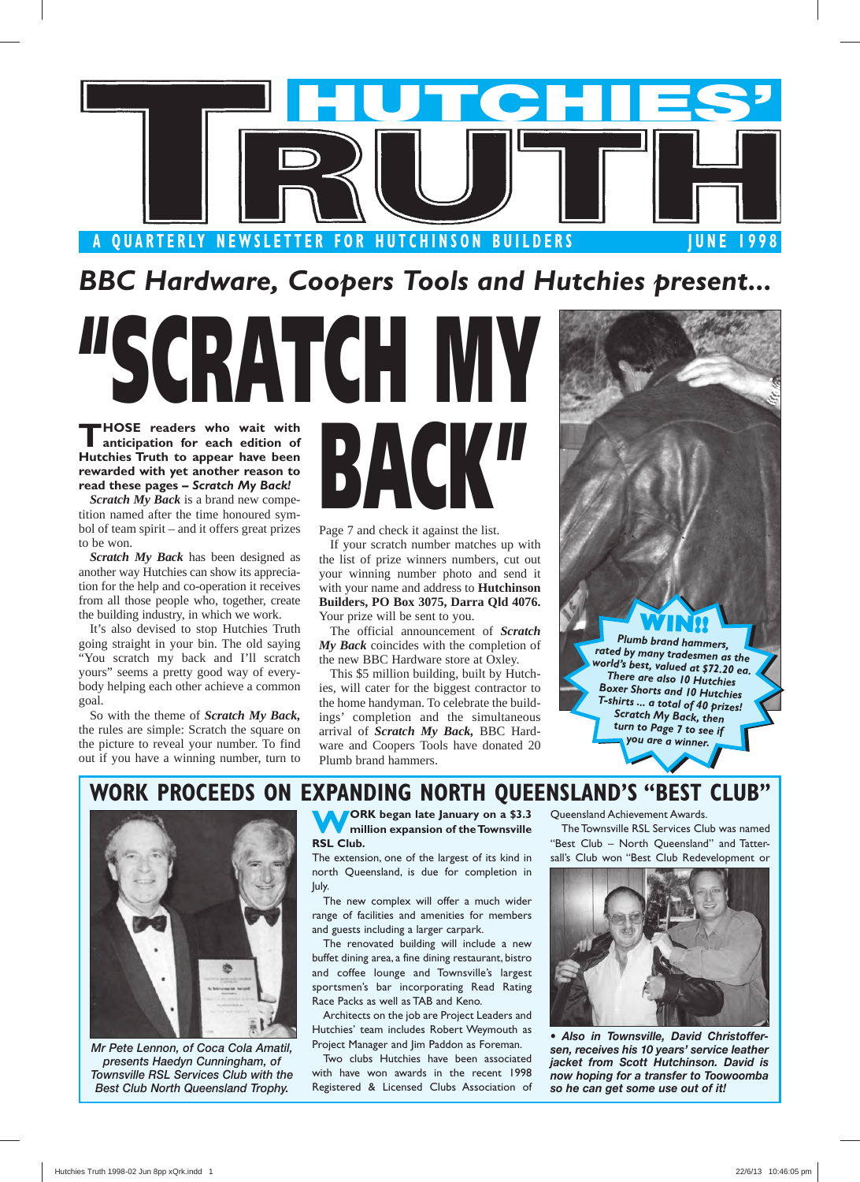# HUTCHIES' TRUTH

**A QUARTERLY NEWSLETTER FOR HUTCHINSON BUILDERS** — **JUNE 1998**

## *BBC Hardware, Coopers Tools and Hutchies present...*

# "SCRATCH MY BACK"

**THOSE readers who wait with anticipation for each edition of Hutchies Truth to appear have been rewarded with yet another reason to read these pages – *Scratch My Back!***

***Scratch My Back*** is a brand new competition named after the time honoured symbol of team spirit – and it offers great prizes to be won.

***Scratch My Back*** has been designed as another way Hutchies can show its appreciation for the help and co-operation it receives from all those people who, together, create the building industry, in which we work.

It's also devised to stop Hutchies Truth going straight in your bin. The old saying "You scratch my back and I'll scratch yours" seems a pretty good way of everybody helping each other achieve a common goal.

So with the theme of ***Scratch My Back,*** the rules are simple: Scratch the square on the picture to reveal your number. To find out if you have a winning number, turn to Page 7 and check it against the list.

If your scratch number matches up with the list of prize winners numbers, cut out your winning number photo and send it with your name and address to **Hutchinson Builders, PO Box 3075, Darra Qld 4076.** Your prize will be sent to you.

The official announcement of ***Scratch My Back*** coincides with the completion of the new BBC Hardware store at Oxley.

This $5 million building, built by Hutchies, will cater for the biggest contractor to the home handyman. To celebrate the buildings' completion and the simultaneous arrival of ***Scratch My Back,*** BBC Hardware and Coopers Tools have donated 20 Plumb brand hammers.

**WIN!!** *Plumb brand hammers, rated by many tradesmen as the world's best, valued at $72.20 ea. There are also 10 Hutchies Boxer Shorts and 10 Hutchies T-shirts ... a total of 40 prizes! Scratch My Back, then turn to Page 7 to see if you are a winner.*

## WORK PROCEEDS ON EXPANDING NORTH QUEENSLAND'S "BEST CLUB"

*Mr Pete Lennon, of Coca Cola Amatil, presents Haedyn Cunningham, of Townsville RSL Services Club with the Best Club North Queensland Trophy.*

**WORK began late January on a $3.3 million expansion of the Townsville RSL Club.**

The extension, one of the largest of its kind in north Queensland, is due for completion in July.

The new complex will offer a much wider range of facilities and amenities for members and guests including a larger carpark.

The renovated building will include a new buffet dining area, a fine dining restaurant, bistro and coffee lounge and Townsville's largest sportsmen's bar incorporating Read Rating Race Packs as well as TAB and Keno.

Architects on the job are Project Leaders and Hutchies' team includes Robert Weymouth as Project Manager and Jim Paddon as Foreman.

Two clubs Hutchies have been associated with have won awards in the recent 1998 Registered & Licensed Clubs Association of Queensland Achievement Awards.

The Townsville RSL Services Club was named "Best Club – North Queensland" and Tattersall's Club won "Best Club Redevelopment or

*• Also in Townsville, David Christoffersen, receives his 10 years' service leather jacket from Scott Hutchinson. David is now hoping for a transfer to Toowoomba so he can get some use out of it!*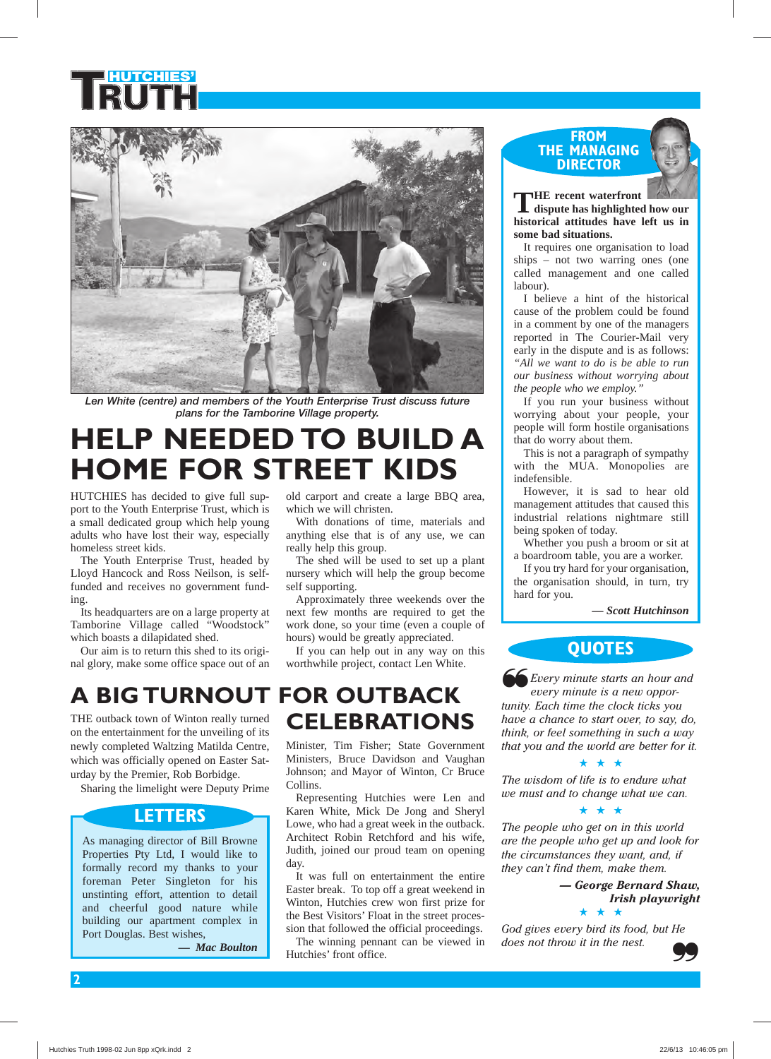# HUTCHIES' TRUTH

Len White (centre) and members of the Youth Enterprise Trust discuss future plans for the Tamborine Village property.

## HELP NEEDED TO BUILD A HOME FOR STREET KIDS

HUTCHIES has decided to give full support to the Youth Enterprise Trust, which is a small dedicated group which help young adults who have lost their way, especially homeless street kids.

The Youth Enterprise Trust, headed by Lloyd Hancock and Ross Neilson, is self-funded and receives no government funding.

Its headquarters are on a large property at Tamborine Village called "Woodstock" which boasts a dilapidated shed.

Our aim is to return this shed to its original glory, make some office space out of an old carport and create a large BBQ area, which we will christen.

With donations of time, materials and anything else that is of any use, we can really help this group.

The shed will be used to set up a plant nursery which will help the group become self supporting.

Approximately three weekends over the next few months are required to get the work done, so your time (even a couple of hours) would be greatly appreciated.

If you can help out in any way on this worthwhile project, contact Len White.

## A BIG TURNOUT FOR OUTBACK CELEBRATIONS

THE outback town of Winton really turned on the entertainment for the unveiling of its newly completed Waltzing Matilda Centre, which was officially opened on Easter Saturday by the Premier, Rob Borbidge.

Sharing the limelight were Deputy Prime Minister, Tim Fisher; State Government Ministers, Bruce Davidson and Vaughan Johnson; and Mayor of Winton, Cr Bruce Collins.

Representing Hutchies were Len and Karen White, Mick De Jong and Sheryl Lowe, who had a great week in the outback. Architect Robin Retchford and his wife, Judith, joined our proud team on opening day.

It was full on entertainment the entire Easter break. To top off a great weekend in Winton, Hutchies crew won first prize for the Best Visitors' Float in the street procession that followed the official proceedings.

The winning pennant can be viewed in Hutchies' front office.

## LETTERS

As managing director of Bill Browne Properties Pty Ltd, I would like to formally record my thanks to your foreman Peter Singleton for his unstinting effort, attention to detail and cheerful good nature while building our apartment complex in Port Douglas. Best wishes,

**— Mac Boulton**

## FROM THE MANAGING DIRECTOR

**THE recent waterfront dispute has highlighted how our historical attitudes have left us in some bad situations.**

It requires one organisation to load ships – not two warring ones (one called management and one called labour).

I believe a hint of the historical cause of the problem could be found in a comment by one of the managers reported in The Courier-Mail very early in the dispute and is as follows: *"All we want to do is be able to run our business without worrying about the people who we employ."*

If you run your business without worrying about your people, your people will form hostile organisations that do worry about them.

This is not a paragraph of sympathy with the MUA. Monopolies are indefensible.

However, it is sad to hear old management attitudes that caused this industrial relations nightmare still being spoken of today.

Whether you push a broom or sit at a boardroom table, you are a worker.

If you try hard for your organisation, the organisation should, in turn, try hard for you.

***— Scott Hutchinson***

## QUOTES

*Every minute starts an hour and every minute is a new opportunity. Each time the clock ticks you have a chance to start over, to say, do, think, or feel something in such a way that you and the world are better for it.*

\* \* \*

*The wisdom of life is to endure what we must and to change what we can.*

\* \* \*

*The people who get on in this world are the people who get up and look for the circumstances they want, and, if they can't find them, make them.*

***— George Bernard Shaw, Irish playwright***

\* \* \*

*God gives every bird its food, but He does not throw it in the nest.*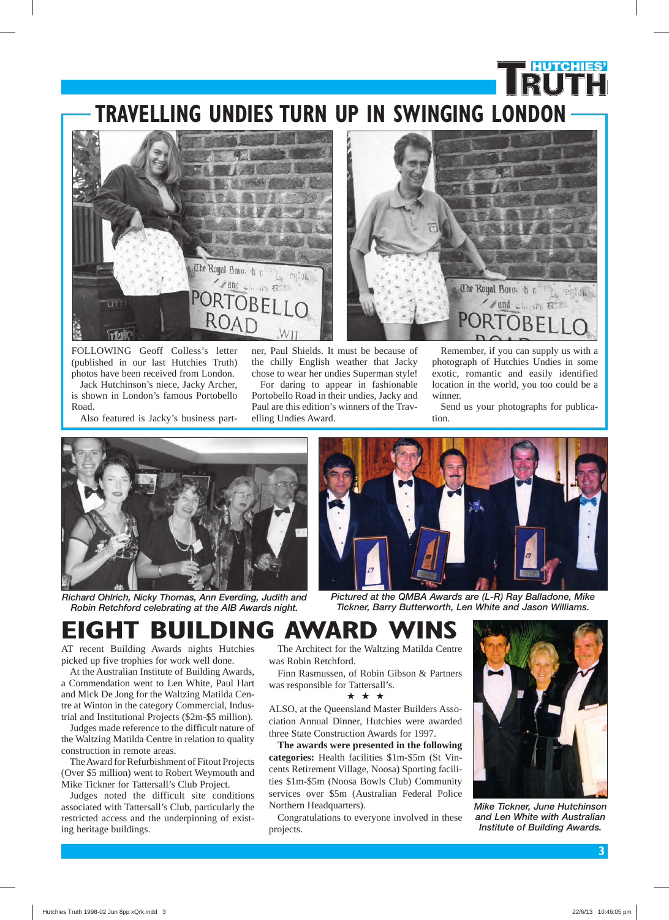# TRAVELLING UNDIES TURN UP IN SWINGING LONDON

FOLLOWING Geoff Colless's letter (published in our last Hutchies Truth) photos have been received from London.

Jack Hutchinson's niece, Jacky Archer, is shown in London's famous Portobello Road.

Also featured is Jacky's business partner, Paul Shields. It must be because of the chilly English weather that Jacky chose to wear her undies Superman style!

For daring to appear in fashionable Portobello Road in their undies, Jacky and Paul are this edition's winners of the Travelling Undies Award.

Remember, if you can supply us with a photograph of Hutchies Undies in some exotic, romantic and easily identified location in the world, you too could be a winner.

Send us your photographs for publication.

*Richard Ohlrich, Nicky Thomas, Ann Everding, Judith and Robin Retchford celebrating at the AIB Awards night.*

*Pictured at the QMBA Awards are (L-R) Ray Balladone, Mike Tickner, Barry Butterworth, Len White and Jason Williams.*

# EIGHT BUILDING AWARD WINS

AT recent Building Awards nights Hutchies picked up five trophies for work well done.

At the Australian Institute of Building Awards, a Commendation went to Len White, Paul Hart and Mick De Jong for the Waltzing Matilda Centre at Winton in the category Commercial, Industrial and Institutional Projects ($2m-$5 million).

Judges made reference to the difficult nature of the Waltzing Matilda Centre in relation to quality construction in remote areas.

The Award for Refurbishment of Fitout Projects (Over $5 million) went to Robert Weymouth and Mike Tickner for Tattersall's Club Project.

Judges noted the difficult site conditions associated with Tattersall's Club, particularly the restricted access and the underpinning of existing heritage buildings.

The Architect for the Waltzing Matilda Centre was Robin Retchford.

Finn Rasmussen, of Robin Gibson & Partners was responsible for Tattersall's.

★ ★ ★

ALSO, at the Queensland Master Builders Association Annual Dinner, Hutchies were awarded three State Construction Awards for 1997.

**The awards were presented in the following categories:** Health facilities $1m-$5m (St Vincents Retirement Village, Noosa) Sporting facilities $1m-$5m (Noosa Bowls Club) Community services over $5m (Australian Federal Police Northern Headquarters).

Congratulations to everyone involved in these projects.

*Mike Tickner, June Hutchinson and Len White with Australian Institute of Building Awards.*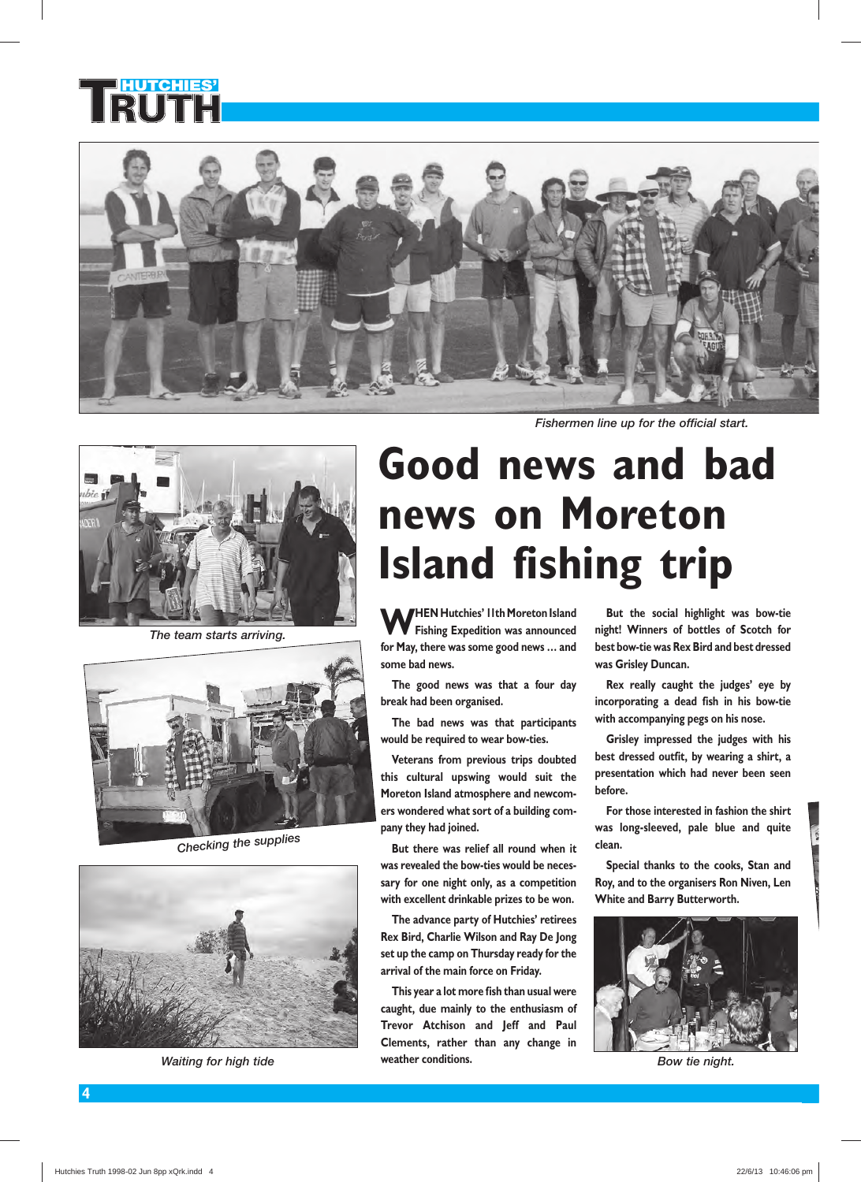Fishermen line up for the official start.

The team starts arriving.

Checking the supplies

Waiting for high tide

# Good news and bad news on Moreton Island fishing trip

**WHEN Hutchies' 11th Moreton Island Fishing Expedition was announced for May, there was some good news ... and some bad news.**

**The good news was that a four day break had been organised.**

**The bad news was that participants would be required to wear bow-ties.**

**Veterans from previous trips doubted this cultural upswing would suit the Moreton Island atmosphere and newcomers wondered what sort of a building company they had joined.**

**But there was relief all round when it was revealed the bow-ties would be necessary for one night only, as a competition with excellent drinkable prizes to be won.**

**The advance party of Hutchies' retirees Rex Bird, Charlie Wilson and Ray De Jong set up the camp on Thursday ready for the arrival of the main force on Friday.**

**This year a lot more fish than usual were caught, due mainly to the enthusiasm of Trevor Atchison and Jeff and Paul Clements, rather than any change in weather conditions.**

**But the social highlight was bow-tie night! Winners of bottles of Scotch for best bow-tie was Rex Bird and best dressed was Grisley Duncan.**

**Rex really caught the judges' eye by incorporating a dead fish in his bow-tie with accompanying pegs on his nose.**

**Grisley impressed the judges with his best dressed outfit, by wearing a shirt, a presentation which had never been seen before.**

**For those interested in fashion the shirt was long-sleeved, pale blue and quite clean.**

**Special thanks to the cooks, Stan and Roy, and to the organisers Ron Niven, Len White and Barry Butterworth.**

Bow tie night.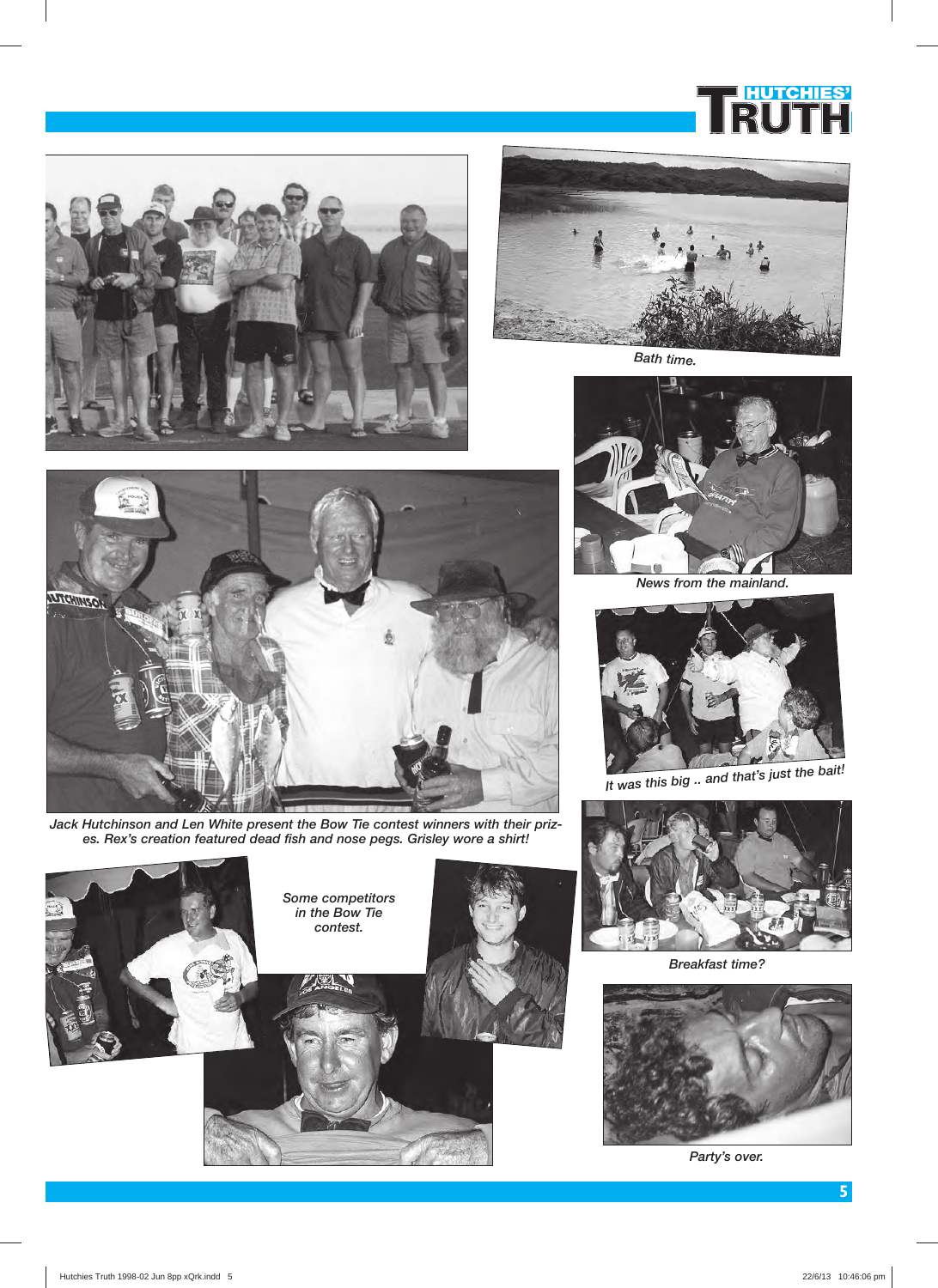Bath time.

News from the mainland.

Jack Hutchinson and Len White present the Bow Tie contest winners with their prizes. Rex's creation featured dead fish and nose pegs. Grisley wore a shirt!

It was this big .. and that's just the bait!

Some competitors in the Bow Tie contest.

Breakfast time?

Party's over.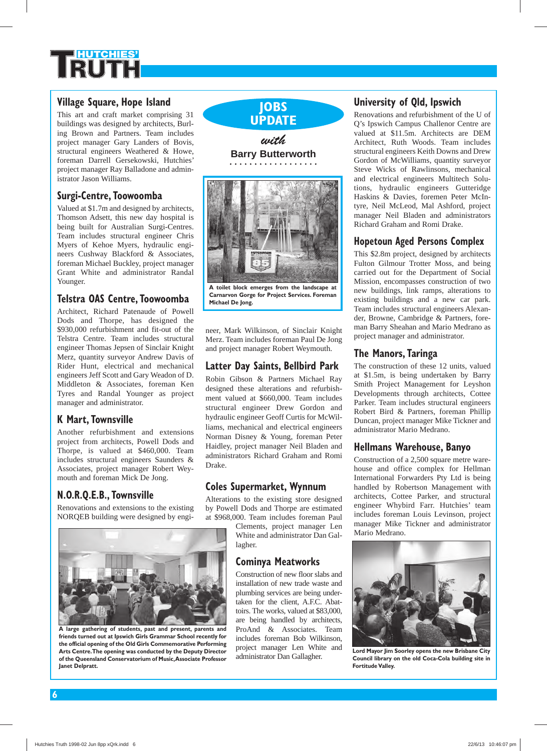# HUTCHIES' TRUTH

## JOBS UPDATE

*with*

**Barry Butterworth**

### Village Square, Hope Island

This art and craft market comprising 31 buildings was designed by architects, Burling Brown and Partners. Team includes project manager Gary Landers of Bovis, structural engineers Weathered & Howe, foreman Darrell Gersekowski, Hutchies' project manager Ray Balladone and administrator Jason Williams.

### Surgi-Centre, Toowoomba

Valued at $1.7m and designed by architects, Thomson Adsett, this new day hospital is being built for Australian Surgi-Centres. Team includes structural engineer Chris Myers of Kehoe Myers, hydraulic engineers Cushway Blackford & Associates, foreman Michael Buckley, project manager Grant White and administrator Randal Younger.

### Telstra OAS Centre, Toowoomba

Architect, Richard Patenaude of Powell Dods and Thorpe, has designed the $930,000 refurbishment and fit-out of the Telstra Centre. Team includes structural engineer Thomas Jepsen of Sinclair Knight Merz, quantity surveyor Andrew Davis of Rider Hunt, electrical and mechanical engineers Jeff Scott and Gary Weadon of D. Middleton & Associates, foreman Ken Tyres and Randal Younger as project manager and administrator.

### K Mart, Townsville

Another refurbishment and extensions project from architects, Powell Dods and Thorpe, is valued at $460,000. Team includes structural engineers Saunders & Associates, project manager Robert Weymouth and foreman Mick De Jong.

### N.O.R.Q.E.B., Townsville

Renovations and extensions to the existing NORQEB building were designed by engineer, Mark Wilkinson, of Sinclair Knight Merz. Team includes foreman Paul De Jong and project manager Robert Weymouth.

**A large gathering of students, past and present, parents and friends turned out at Ipswich Girls Grammar School recently for the official opening of the Old Girls Commemorative Performing Arts Centre. The opening was conducted by the Deputy Director of the Queensland Conservatorium of Music, Associate Professor Janet Delpratt.**

**A toilet block emerges from the landscape at Carnarvon Gorge for Project Services. Foreman Michael De Jong.**

### Latter Day Saints, Bellbird Park

Robin Gibson & Partners Michael Ray designed these alterations and refurbishment valued at $660,000. Team includes structural engineer Drew Gordon and hydraulic engineer Geoff Curtis for McWilliams, mechanical and electrical engineers Norman Disney & Young, foreman Peter Haidley, project manager Neil Bladen and administrators Richard Graham and Romi Drake.

### Coles Supermarket, Wynnum

Alterations to the existing store designed by Powell Dods and Thorpe are estimated at $968,000. Team includes foreman Paul Clements, project manager Len White and administrator Dan Gallagher.

### Cominya Meatworks

Construction of new floor slabs and installation of new trade waste and plumbing services are being undertaken for the client, A.F.C. Abattoirs. The works, valued at $83,000, are being handled by architects, ProAnd & Associates. Team includes foreman Bob Wilkinson, project manager Len White and administrator Dan Gallagher.

### University of Qld, Ipswich

Renovations and refurbishment of the U of Q's Ipswich Campus Challenor Centre are valued at $11.5m. Architects are DEM Architect, Ruth Woods. Team includes structural engineers Keith Downs and Drew Gordon of McWilliams, quantity surveyor Steve Wicks of Rawlinsons, mechanical and electrical engineers Multitech Solutions, hydraulic engineers Gutteridge Haskins & Davies, foremen Peter McIntyre, Neil McLeod, Mal Ashford, project manager Neil Bladen and administrators Richard Graham and Romi Drake.

### Hopetoun Aged Persons Complex

This $2.8m project, designed by architects Fulton Gilmour Trotter Moss, and being carried out for the Department of Social Mission, encompasses construction of two new buildings, link ramps, alterations to existing buildings and a new car park. Team includes structural engineers Alexander, Browne, Cambridge & Partners, foreman Barry Sheahan and Mario Medrano as project manager and administrator.

### The Manors, Taringa

The construction of these 12 units, valued at $1.5m, is being undertaken by Barry Smith Project Management for Leyshon Developments through architects, Cottee Parker. Team includes structural engineers Robert Bird & Partners, foreman Phillip Duncan, project manager Mike Tickner and administrator Mario Medrano.

### Hellmans Warehouse, Banyo

Construction of a 2,500 square metre warehouse and office complex for Hellman International Forwarders Pty Ltd is being handled by Robertson Management with architects, Cottee Parker, and structural engineer Whybird Farr. Hutchies' team includes foreman Louis Levinson, project manager Mike Tickner and administrator Mario Medrano.

**Lord Mayor Jim Soorley opens the new Brisbane City Council library on the old Coca-Cola building site in Fortitude Valley.**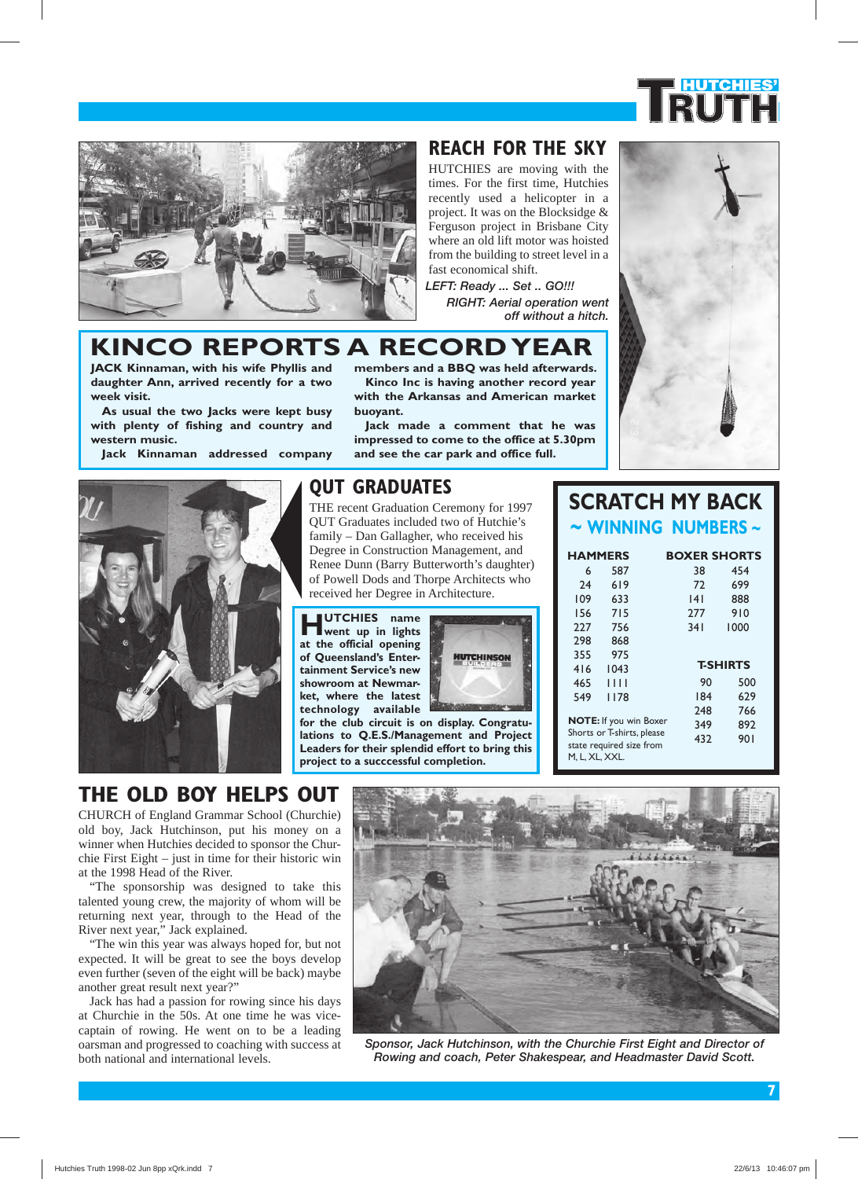## REACH FOR THE SKY

HUTCHIES are moving with the times. For the first time, Hutchies recently used a helicopter in a project. It was on the Blocksidge & Ferguson project in Brisbane City where an old lift motor was hoisted from the building to street level in a fast economical shift.

*LEFT: Ready ... Set .. GO!!!*

*RIGHT: Aerial operation went off without a hitch.*

## KINCO REPORTS A RECORD YEAR

**JACK Kinnaman, with his wife Phyllis and daughter Ann, arrived recently for a two week visit.**

**As usual the two Jacks were kept busy with plenty of fishing and country and western music.**

**Jack Kinnaman addressed company members and a BBQ was held afterwards.**

**Kinco Inc is having another record year with the Arkansas and American market buoyant.**

**Jack made a comment that he was impressed to come to the office at 5.30pm and see the car park and office full.**

## QUT GRADUATES

THE recent Graduation Ceremony for 1997 QUT Graduates included two of Hutchie's family – Dan Gallagher, who received his Degree in Construction Management, and Renee Dunn (Barry Butterworth's daughter) of Powell Dods and Thorpe Architects who received her Degree in Architecture.

**HUTCHIES name went up in lights at the official opening of Queensland's Entertainment Service's new showroom at Newmarket, where the latest technology available for the club circuit is on display. Congratulations to Q.E.S./Management and Project Leaders for their splendid effort to bring this project to a succcessful completion.**

## SCRATCH MY BACK

### ~ WINNING NUMBERS ~

| HAMMERS | | BOXER SHORTS | |
|---|---|---|---|
| 6 | 587 | 38 | 454 |
| 24 | 619 | 72 | 699 |
| 109 | 633 | 141 | 888 |
| 156 | 715 | 277 | 910 |
| 227 | 756 | 341 | 1000 |
| 298 | 868 | | |
| 355 | 975 | | |
| 416 | 1043 | | |
| 465 | 1111 | | |
| 549 | 1178 | | |

| T-SHIRTS | |
|---|---|
| 90 | 500 |
| 184 | 629 |
| 248 | 766 |
| 349 | 892 |
| 432 | 901 |

**NOTE:** If you win Boxer Shorts or T-shirts, please state required size from M, L, XL, XXL.

## THE OLD BOY HELPS OUT

CHURCH of England Grammar School (Churchie) old boy, Jack Hutchinson, put his money on a winner when Hutchies decided to sponsor the Churchie First Eight – just in time for their historic win at the 1998 Head of the River.

"The sponsorship was designed to take this talented young crew, the majority of whom will be returning next year, through to the Head of the River next year," Jack explained.

"The win this year was always hoped for, but not expected. It will be great to see the boys develop even further (seven of the eight will be back) maybe another great result next year?"

Jack has had a passion for rowing since his days at Churchie in the 50s. At one time he was vice-captain of rowing. He went on to be a leading oarsman and progressed to coaching with success at both national and international levels.

*Sponsor, Jack Hutchinson, with the Churchie First Eight and Director of Rowing and coach, Peter Shakespear, and Headmaster David Scott.*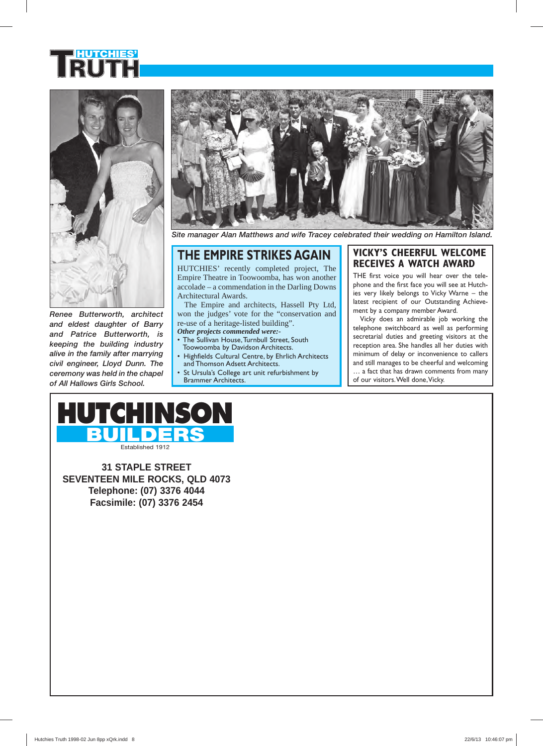# HUTCHIES' TRUTH

*Renee Butterworth, architect and eldest daughter of Barry and Patrice Butterworth, is keeping the building industry alive in the family after marrying civil engineer, Lloyd Dunn. The ceremony was held in the chapel of All Hallows Girls School.*

*Site manager Alan Matthews and wife Tracey celebrated their wedding on Hamilton Island.*

## THE EMPIRE STRIKES AGAIN

HUTCHIES' recently completed project, The Empire Theatre in Toowoomba, has won another accolade – a commendation in the Darling Downs Architectural Awards.

The Empire and architects, Hassell Pty Ltd, won the judges' vote for the "conservation and re-use of a heritage-listed building".

***Other projects commended were:-***

- The Sullivan House, Turnbull Street, South Toowoomba by Davidson Architects.
- Highfields Cultural Centre, by Ehrlich Architects and Thomson Adsett Architects.
- St Ursula's College art unit refurbishment by Brammer Architects.

## VICKY'S CHEERFUL WELCOME RECEIVES A WATCH AWARD

THE first voice you will hear over the telephone and the first face you will see at Hutchies very likely belongs to Vicky Warne – the latest recipient of our Outstanding Achievement by a company member Award.

Vicky does an admirable job working the telephone switchboard as well as performing secretarial duties and greeting visitors at the reception area. She handles all her duties with minimum of delay or inconvenience to callers and still manages to be cheerful and welcoming … a fact that has drawn comments from many of our visitors. Well done, Vicky.

**HUTCHINSON BUILDERS**

Established 1912

**31 STAPLE STREET**
**SEVENTEEN MILE ROCKS, QLD 4073**
**Telephone: (07) 3376 4044**
**Facsimile: (07) 3376 2454**